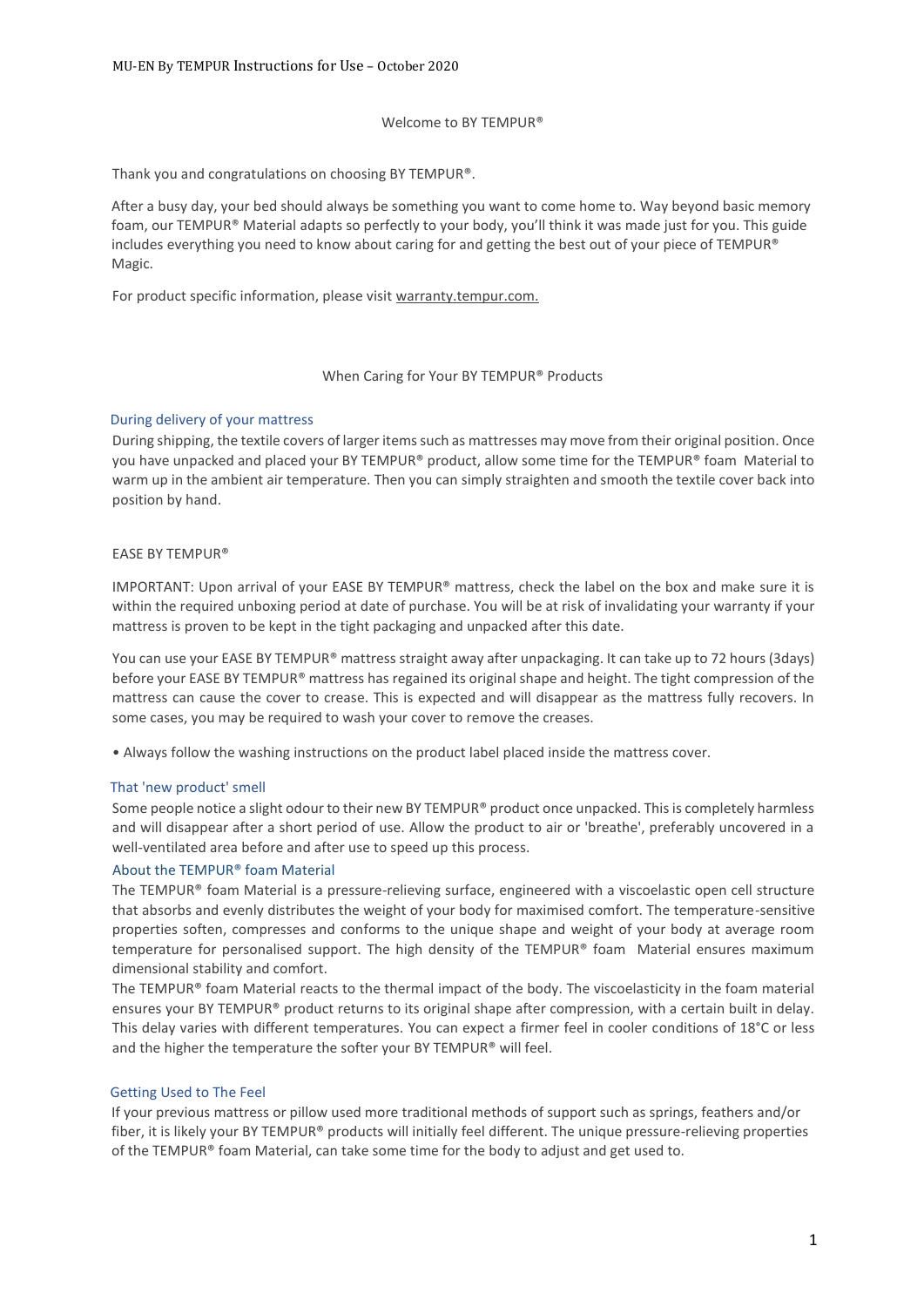MU-EN By TEMPUR Instructions for Use – October 2020

# Welcome to BY TEMPUR®

Thank you and congratulations on choosing BY TEMPUR®.

After a busy day, your bed should always be something you want to come home to. Way beyond basic memory foam, our TEMPUR® Material adapts so perfectly to your body, you'll think it was made just for you. This guide includes everything you need to know about caring for and getting the best out of your piece of TEMPUR® Magic.

For product specific information, please visit warranty.tempur.com.

## When Caring for Your BY TEMPUR® Products

### During delivery of your mattress

During shipping, the textile covers of larger items such as mattresses may move from their original position. Once you have unpacked and placed your BY TEMPUR® product, allow some time for the TEMPUR® foam Material to warm up in the ambient air temperature. Then you can simply straighten and smooth the textile cover back into position by hand.

### EASE BY TEMPUR®

IMPORTANT: Upon arrival of your EASE BY TEMPUR® mattress, check the label on the box and make sure it is within the required unboxing period at date of purchase. You will be at risk of invalidating your warranty if your mattress is proven to be kept in the tight packaging and unpacked after this date.

You can use your EASE BY TEMPUR® mattress straight away after unpackaging. It can take up to 72 hours (3days) before your EASE BY TEMPUR® mattress has regained its original shape and height. The tight compression of the mattress can cause the cover to crease. This is expected and will disappear as the mattress fully recovers. In some cases, you may be required to wash your cover to remove the creases.

- Always follow the washing instructions on the product label placed inside the mattress cover.

### That 'new product' smell

Some people notice a slight odour to their new BY TEMPUR® product once unpacked. This is completely harmless and will disappear after a short period of use. Allow the product to air or 'breathe', preferably uncovered in a well-ventilated area before and after use to speed up this process.

### About the TEMPUR® foam Material

The TEMPUR® foam Material is a pressure-relieving surface, engineered with a viscoelastic open cell structure that absorbs and evenly distributes the weight of your body for maximised comfort. The temperature-sensitive properties soften, compresses and conforms to the unique shape and weight of your body at average room temperature for personalised support. The high density of the TEMPUR® foam Material ensures maximum dimensional stability and comfort.

The TEMPUR® foam Material reacts to the thermal impact of the body. The viscoelasticity in the foam material ensures your BY TEMPUR® product returns to its original shape after compression, with a certain built in delay. This delay varies with different temperatures. You can expect a firmer feel in cooler conditions of 18°C or less and the higher the temperature the softer your BY TEMPUR® will feel.

### Getting Used to The Feel

If your previous mattress or pillow used more traditional methods of support such as springs, feathers and/or fiber, it is likely your BY TEMPUR® products will initially feel different. The unique pressure-relieving properties of the TEMPUR® foam Material, can take some time for the body to adjust and get used to.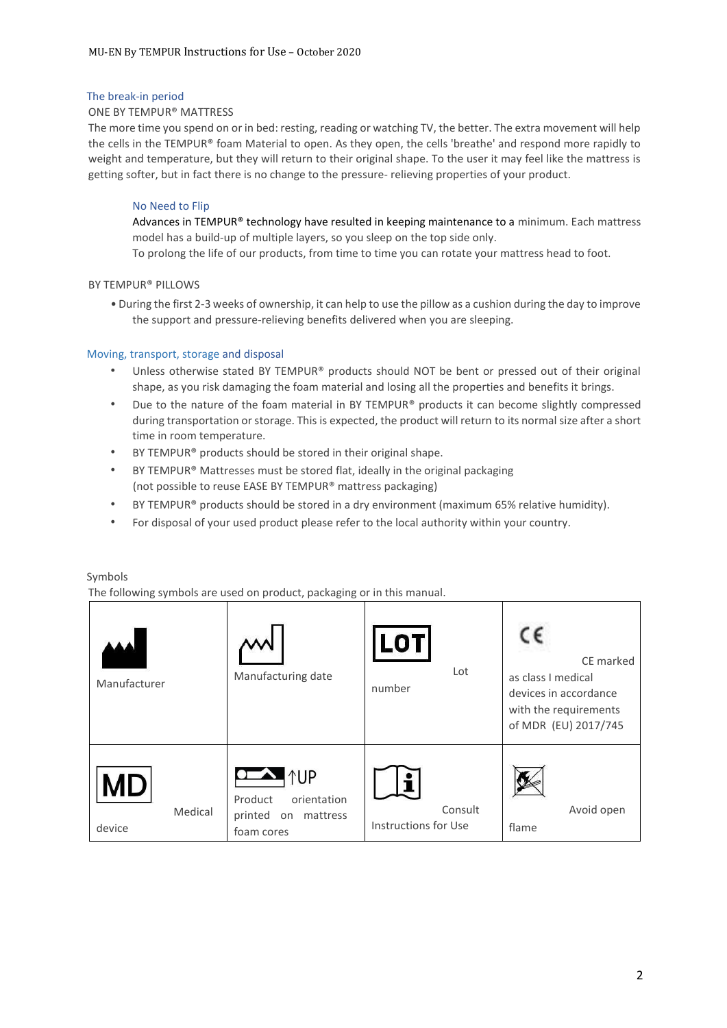### The break-in period

ONE BY TEMPUR® MATTRESS

The more time you spend on or in bed: resting, reading or watching TV, the better. The extra movement will help the cells in the TEMPUR® foam Material to open. As they open, the cells 'breathe' and respond more rapidly to weight and temperature, but they will return to their original shape. To the user it may feel like the mattress is getting softer, but in fact there is no change to the pressure- relieving properties of your product.

#### No Need to Flip

Advances in TEMPUR® technology have resulted in keeping maintenance to a minimum. Each mattress model has a build-up of multiple layers, so you sleep on the top side only.
To prolong the life of our products, from time to time you can rotate your mattress head to foot.

BY TEMPUR® PILLOWS

- During the first 2-3 weeks of ownership, it can help to use the pillow as a cushion during the day to improve the support and pressure-relieving benefits delivered when you are sleeping.

### Moving, transport, storage and disposal

- Unless otherwise stated BY TEMPUR® products should NOT be bent or pressed out of their original shape, as you risk damaging the foam material and losing all the properties and benefits it brings.
- Due to the nature of the foam material in BY TEMPUR® products it can become slightly compressed during transportation or storage. This is expected, the product will return to its normal size after a short time in room temperature.
- BY TEMPUR® products should be stored in their original shape.
- BY TEMPUR® Mattresses must be stored flat, ideally in the original packaging (not possible to reuse EASE BY TEMPUR® mattress packaging)
- BY TEMPUR® products should be stored in a dry environment (maximum 65% relative humidity).
- For disposal of your used product please refer to the local authority within your country.

### Symbols

The following symbols are used on product, packaging or in this manual.

| | | | |
|---|---|---|---|
| Manufacturer | Manufacturing date | Lot number | CE marked as class I medical devices in accordance with the requirements of MDR (EU) 2017/745 |
| Medical device | Product orientation printed on mattress foam cores | Consult Instructions for Use | Avoid open flame |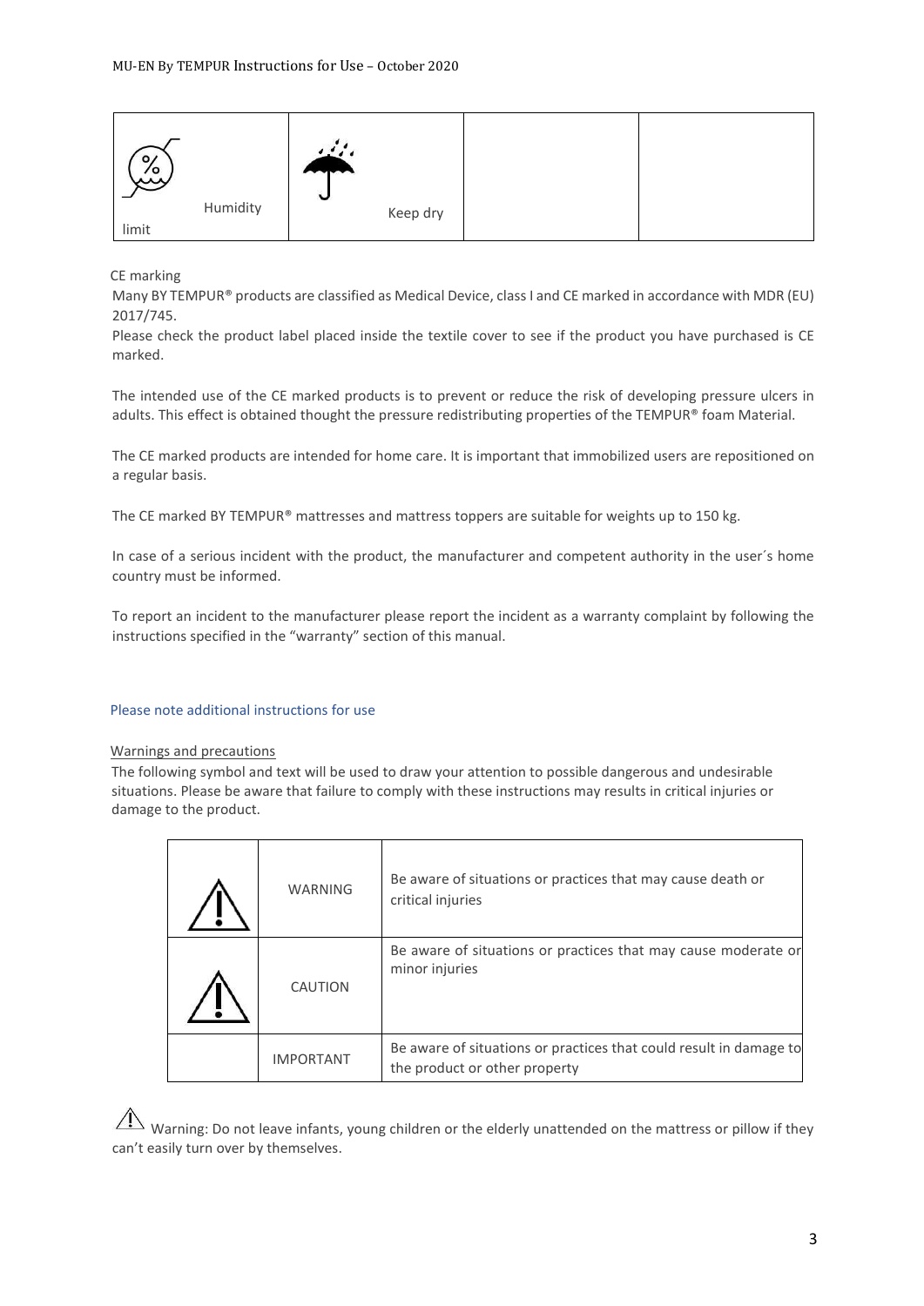| Humidity limit | Keep dry | | |
|---|---|---|---|

CE marking

Many BY TEMPUR® products are classified as Medical Device, class I and CE marked in accordance with MDR (EU) 2017/745.

Please check the product label placed inside the textile cover to see if the product you have purchased is CE marked.

The intended use of the CE marked products is to prevent or reduce the risk of developing pressure ulcers in adults. This effect is obtained thought the pressure redistributing properties of the TEMPUR® foam Material.

The CE marked products are intended for home care. It is important that immobilized users are repositioned on a regular basis.

The CE marked BY TEMPUR® mattresses and mattress toppers are suitable for weights up to 150 kg.

In case of a serious incident with the product, the manufacturer and competent authority in the user´s home country must be informed.

To report an incident to the manufacturer please report the incident as a warranty complaint by following the instructions specified in the "warranty" section of this manual.

## Please note additional instructions for use

Warnings and precautions

The following symbol and text will be used to draw your attention to possible dangerous and undesirable situations. Please be aware that failure to comply with these instructions may results in critical injuries or damage to the product.

| | | |
|---|---|---|
| ⚠ | WARNING | Be aware of situations or practices that may cause death or critical injuries |
| ⚠ | CAUTION | Be aware of situations or practices that may cause moderate or minor injuries |
| | IMPORTANT | Be aware of situations or practices that could result in damage to the product or other property |

⚠ Warning: Do not leave infants, young children or the elderly unattended on the mattress or pillow if they can't easily turn over by themselves.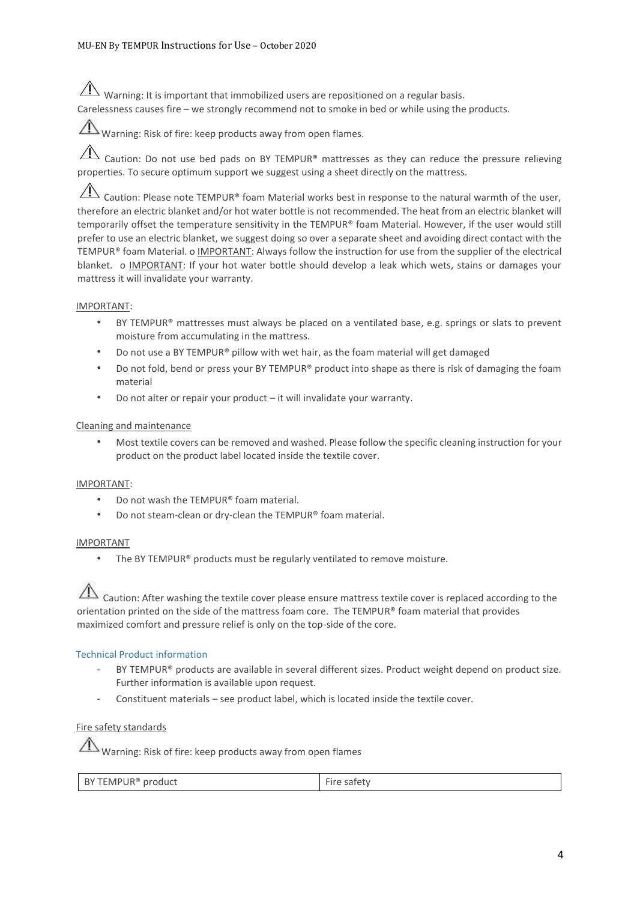⚠ Warning: It is important that immobilized users are repositioned on a regular basis. Carelessness causes fire – we strongly recommend not to smoke in bed or while using the products.

⚠ Warning: Risk of fire: keep products away from open flames.

⚠ Caution: Do not use bed pads on BY TEMPUR® mattresses as they can reduce the pressure relieving properties. To secure optimum support we suggest using a sheet directly on the mattress.

⚠ Caution: Please note TEMPUR® foam Material works best in response to the natural warmth of the user, therefore an electric blanket and/or hot water bottle is not recommended. The heat from an electric blanket will temporarily offset the temperature sensitivity in the TEMPUR® foam Material. However, if the user would still prefer to use an electric blanket, we suggest doing so over a separate sheet and avoiding direct contact with the TEMPUR® foam Material. o IMPORTANT: Always follow the instruction for use from the supplier of the electrical blanket. o IMPORTANT: If your hot water bottle should develop a leak which wets, stains or damages your mattress it will invalidate your warranty.

IMPORTANT:

- BY TEMPUR® mattresses must always be placed on a ventilated base, e.g. springs or slats to prevent moisture from accumulating in the mattress.
- Do not use a BY TEMPUR® pillow with wet hair, as the foam material will get damaged
- Do not fold, bend or press your BY TEMPUR® product into shape as there is risk of damaging the foam material
- Do not alter or repair your product – it will invalidate your warranty.

Cleaning and maintenance

- Most textile covers can be removed and washed. Please follow the specific cleaning instruction for your product on the product label located inside the textile cover.

IMPORTANT:

- Do not wash the TEMPUR® foam material.
- Do not steam-clean or dry-clean the TEMPUR® foam material.

IMPORTANT

- The BY TEMPUR® products must be regularly ventilated to remove moisture.

⚠ Caution: After washing the textile cover please ensure mattress textile cover is replaced according to the orientation printed on the side of the mattress foam core. The TEMPUR® foam material that provides maximized comfort and pressure relief is only on the top-side of the core.

## Technical Product information

- BY TEMPUR® products are available in several different sizes. Product weight depend on product size. Further information is available upon request.
- Constituent materials – see product label, which is located inside the textile cover.

Fire safety standards

⚠ Warning: Risk of fire: keep products away from open flames

| BY TEMPUR® product | Fire safety |
| --- | --- |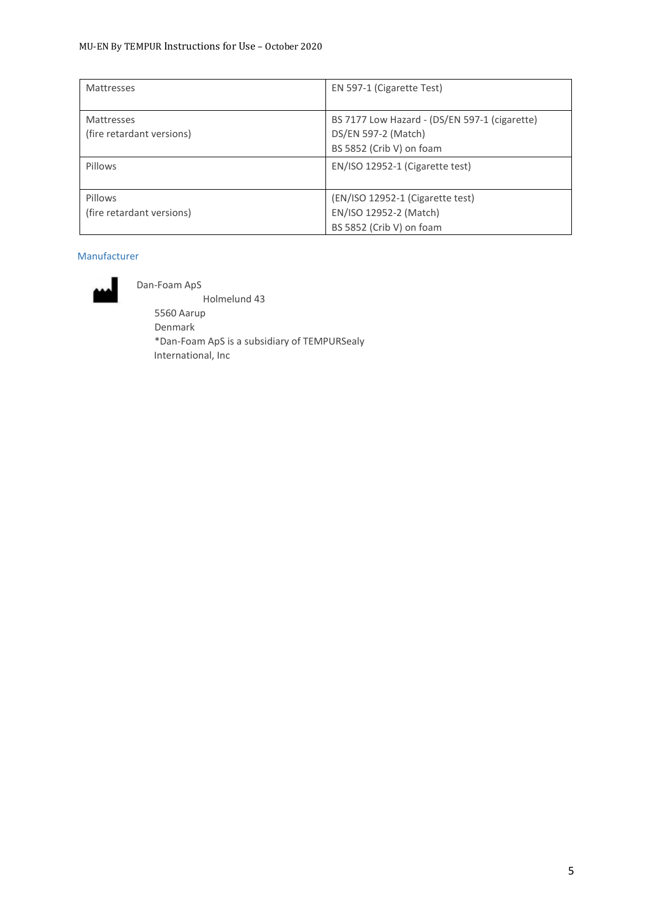| | |
|---|---|
| Mattresses | EN 597-1 (Cigarette Test) |
| Mattresses<br>(fire retardant versions) | BS 7177 Low Hazard - (DS/EN 597-1 (cigarette)<br>DS/EN 597-2 (Match)<br>BS 5852 (Crib V) on foam |
| Pillows | EN/ISO 12952-1 (Cigarette test) |
| Pillows<br>(fire retardant versions) | (EN/ISO 12952-1 (Cigarette test)<br>EN/ISO 12952-2 (Match)<br>BS 5852 (Crib V) on foam |

### Manufacturer

Dan-Foam ApS
Holmelund 43
5560 Aarup
Denmark
*Dan-Foam ApS is a subsidiary of TEMPURSealy International, Inc